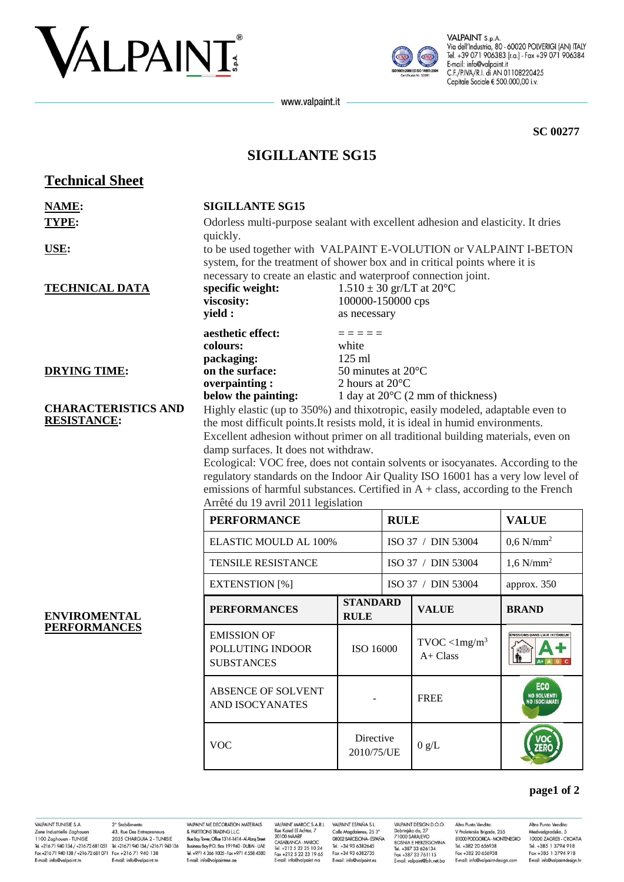**SC 00277**

# SIGILLANTE SG15

## Technical Sheet

**NAME:** **SIGILLANTE SG15**

**TYPE:** Odorless multi-purpose sealant with excellent adhesion and elasticity. It dries quickly.

**USE:** to be used together with VALPAINT E-VOLUTION or VALPAINT I-BETON system, for the treatment of shower box and in critical points where it is necessary to create an elastic and waterproof connection joint.

**TECHNICAL DATA**

| | |
|---|---|
| **specific weight:** | 1.510 ± 30 gr/LT at 20°C |
| **viscosity:** | 100000-150000 cps |
| **yield :** | as necessary |
| **aesthetic effect:** | = = = = = |
| **colours:** | white |
| **packaging:** | 125 ml |

**DRYING TIME:**

| | |
|---|---|
| **on the surface:** | 50 minutes at 20°C |
| **overpainting :** | 2 hours at 20°C |
| **below the painting:** | 1 day at 20°C (2 mm of thickness) |

**CHARACTERISTICS AND RESISTANCE:**

Highly elastic (up to 350%) and thixotropic, easily modeled, adaptable even to the most difficult points.It resists mold, it is ideal in humid environments. Excellent adhesion without primer on all traditional building materials, even on damp surfaces. It does not withdraw.

Ecological: VOC free, does not contain solvents or isocyanates. According to the regulatory standards on the Indoor Air Quality ISO 16001 has a very low level of emissions of harmful substances. Certified in A + class, according to the French Arrêté du 19 avril 2011 legislation

| PERFORMANCE | RULE | VALUE |
|---|---|---|
| ELASTIC MOULD AL 100% | ISO 37 / DIN 53004 | 0,6 N/mm$^2$ |
| TENSILE RESISTANCE | ISO 37 / DIN 53004 | 1,6 N/mm$^2$ |
| EXTENTION [%] | ISO 37 / DIN 53004 | approx. 350 |

**ENVIROMENTAL PERFORMANCES**

| PERFORMANCES | STANDARD RULE | VALUE | BRAND |
|---|---|---|---|
| EMISSION OF POLLUTING INDOOR SUBSTANCES | ISO 16000 | TVOC <1mg/m$^3$ A+ Class | ÉMISSIONS DANS L'AIR INTÉRIEUR A+ |
| ABSENCE OF SOLVENT AND ISOCYANATES | - | FREE | ECO NO SOLVENTI NO ISOCIANATI |
| VOC | Directive 2010/75/UE | 0 g/L | VOC ZERO |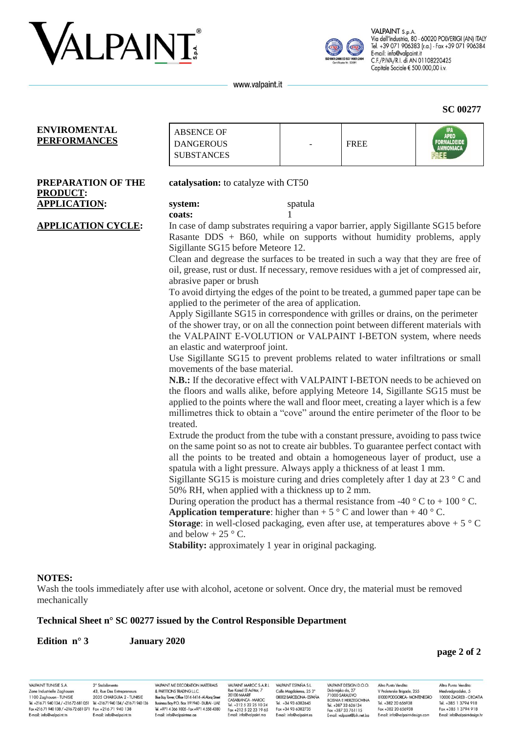**SC 00277**

**ENVIROMENTAL PERFORMANCES**

| | | | |
|---|---|---|---|
| ABSENCE OF DANGEROUS SUBSTANCES | - | FREE | IPA APEO FORMALDEIDE AMMONIACA FREE |

**PREPARATION OF THE PRODUCT:** **catalysation:** to catalyze with CT50

**APPLICATION:**

**system:** spatula
**coats:** 1

**APPLICATION CYCLE:**

In case of damp substrates requiring a vapor barrier, apply Sigillante SG15 before Rasante DDS + B60, while on supports without humidity problems, apply Sigillante SG15 before Meteore 12.

Clean and degrease the surfaces to be treated in such a way that they are free of oil, grease, rust or dust. If necessary, remove residues with a jet of compressed air, abrasive paper or brush

To avoid dirtying the edges of the point to be treated, a gummed paper tape can be applied to the perimeter of the area of application.

Apply Sigillante SG15 in correspondence with grilles or drains, on the perimeter of the shower tray, or on all the connection point between different materials with the VALPAINT E-VOLUTION or VALPAINT I-BETON system, where needs an elastic and waterproof joint.

Use Sigillante SG15 to prevent problems related to water infiltrations or small movements of the base material.

**N.B.:** If the decorative effect with VALPAINT I-BETON needs to be achieved on the floors and walls alike, before applying Meteore 14, Sigillante SG15 must be applied to the points where the wall and floor meet, creating a layer which is a few millimetres thick to obtain a "cove" around the entire perimeter of the floor to be treated.

Extrude the product from the tube with a constant pressure, avoiding to pass twice on the same point so as not to create air bubbles. To guarantee perfect contact with all the points to be treated and obtain a homogeneous layer of product, use a spatula with a light pressure. Always apply a thickness of at least 1 mm.

Sigillante SG15 is moisture curing and dries completely after 1 day at 23 ° C and 50% RH, when applied with a thickness up to 2 mm.

During operation the product has a thermal resistance from -40 ° C to + 100 ° C.

**Application temperature**: higher than + 5 ° C and lower than + 40 ° C.

**Storage**: in well-closed packaging, even after use, at temperatures above + 5 ° C and below + 25 ° C.

**Stability:** approximately 1 year in original packaging.

**NOTES:**

Wash the tools immediately after use with alcohol, acetone or solvent. Once dry, the material must be removed mechanically

**Technical Sheet n° SC 00277 issued by the Control Responsible Department**

**Edition n° 3** **January 2020**